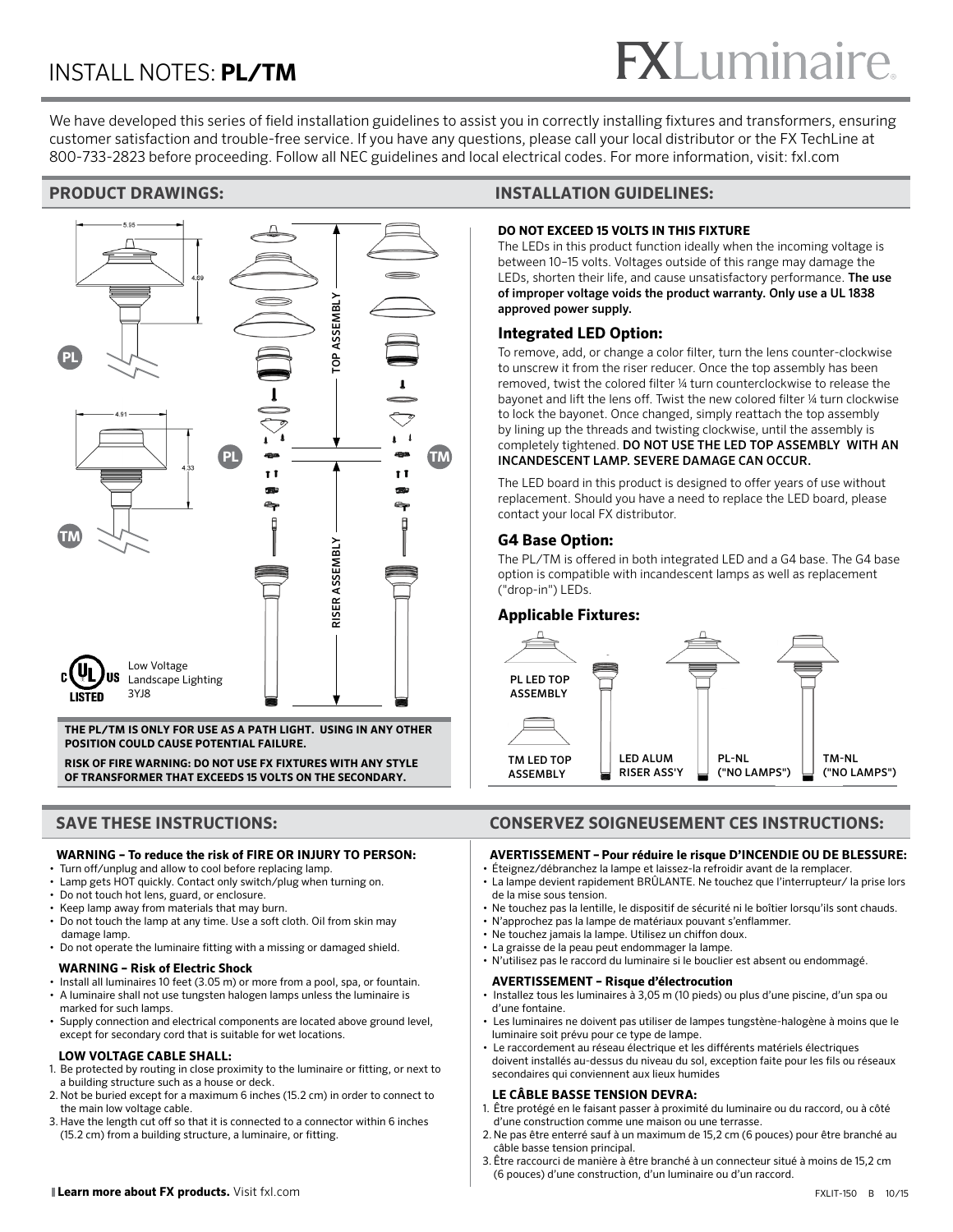# INSTALL NOTES: **PL/TM**

FXLuminaire

We have developed this series of field installation guidelines to assist you in correctly installing fixtures and transformers, ensuring customer satisfaction and trouble-free service. If you have any questions, please call your local distributor or the FX TechLine at 800-733-2823 before proceeding. Follow all NEC guidelines and local electrical codes. For more information, visit: fxl.com

## PRODUCT DRAWINGS:

PL — 5.95 — 4.69

TM — 4.91 — 4.33

TOP ASSEMBLY

RISER ASSEMBLY

PL — TM

Low Voltage Landscape Lighting 3YJ8

**THE PL/TM IS ONLY FOR USE AS A PATH LIGHT. USING IN ANY OTHER POSITION COULD CAUSE POTENTIAL FAILURE.**

**RISK OF FIRE WARNING: DO NOT USE FX FIXTURES WITH ANY STYLE OF TRANSFORMER THAT EXCEEDS 15 VOLTS ON THE SECONDARY.**

## INSTALLATION GUIDELINES:

**DO NOT EXCEED 15 VOLTS IN THIS FIXTURE**

The LEDs in this product function ideally when the incoming voltage is between 10–15 volts. Voltages outside of this range may damage the LEDs, shorten their life, and cause unsatisfactory performance. **The use of improper voltage voids the product warranty. Only use a UL 1838 approved power supply.**

### Integrated LED Option:

To remove, add, or change a color filter, turn the lens counter-clockwise to unscrew it from the riser reducer. Once the top assembly has been removed, twist the colored filter ¼ turn counterclockwise to release the bayonet and lift the lens off. Twist the new colored filter ¼ turn clockwise to lock the bayonet. Once changed, simply reattach the top assembly by lining up the threads and twisting clockwise, until the assembly is completely tightened. **DO NOT USE THE LED TOP ASSEMBLY WITH AN INCANDESCENT LAMP. SEVERE DAMAGE CAN OCCUR.**

The LED board in this product is designed to offer years of use without replacement. Should you have a need to replace the LED board, please contact your local FX distributor.

### G4 Base Option:

The PL/TM is offered in both integrated LED and a G4 base. The G4 base option is compatible with incandescent lamps as well as replacement ("drop-in") LEDs.

### Applicable Fixtures:

PL LED TOP ASSEMBLY

TM LED TOP ASSEMBLY

LED ALUM RISER ASS'Y

PL-NL ("NO LAMPS")

TM-NL ("NO LAMPS")

## SAVE THESE INSTRUCTIONS:

**WARNING – To reduce the risk of FIRE OR INJURY TO PERSON:**

- Turn off/unplug and allow to cool before replacing lamp.
- Lamp gets HOT quickly. Contact only switch/plug when turning on.
- Do not touch hot lens, guard, or enclosure.
- Keep lamp away from materials that may burn.
- Do not touch the lamp at any time. Use a soft cloth. Oil from skin may damage lamp.
- Do not operate the luminaire fitting with a missing or damaged shield.

**WARNING – Risk of Electric Shock**

- Install all luminaires 10 feet (3.05 m) or more from a pool, spa, or fountain.
- A luminaire shall not use tungsten halogen lamps unless the luminaire is marked for such lamps.
- Supply connection and electrical components are located above ground level, except for secondary cord that is suitable for wet locations.

**LOW VOLTAGE CABLE SHALL:**

1. Be protected by routing in close proximity to the luminaire or fitting, or next to a building structure such as a house or deck.
2. Not be buried except for a maximum 6 inches (15.2 cm) in order to connect to the main low voltage cable.
3. Have the length cut off so that it is connected to a connector within 6 inches (15.2 cm) from a building structure, a luminaire, or fitting.

## CONSERVEZ SOIGNEUSEMENT CES INSTRUCTIONS:

**AVERTISSEMENT – Pour réduire le risque D'INCENDIE OU DE BLESSURE:**

- Éteignez/débranchez la lampe et laissez-la refroidir avant de la remplacer.
- La lampe devient rapidement BRÛLANTE. Ne touchez que l'interrupteur/ la prise lors de la mise sous tension.
- Ne touchez pas la lentille, le dispositif de sécurité ni le boîtier lorsqu'ils sont chauds.
- N'approchez pas la lampe de matériaux pouvant s'enflammer.
- Ne touchez jamais la lampe. Utilisez un chiffon doux.
- La graisse de la peau peut endommager la lampe.
- N'utilisez pas le raccord du luminaire si le bouclier est absent ou endommagé.

**AVERTISSEMENT – Risque d'électrocution**

- Installez tous les luminaires à 3,05 m (10 pieds) ou plus d'une piscine, d'un spa ou d'une fontaine.
- Les luminaires ne doivent pas utiliser de lampes tungstène-halogène à moins que le luminaire soit prévu pour ce type de lampe.
- Le raccordement au réseau électrique et les différents matériels électriques doivent installés au-dessus du niveau du sol, exception faite pour les fils ou réseaux secondaires qui conviennent aux lieux humides

**LE CÂBLE BASSE TENSION DEVRA:**

1. Être protégé en le faisant passer à proximité du luminaire ou du raccord, ou à côté d'une construction comme une maison ou une terrasse.
2. Ne pas être enterré sauf à un maximum de 15,2 cm (6 pouces) pour être branché au câble basse tension principal.
3. Être raccourci de manière à être branché à un connecteur situé à moins de 15,2 cm (6 pouces) d'une construction, d'un luminaire ou d'un raccord.

**Learn more about FX products.** Visit fxl.com

FXLIT-150 B 10/15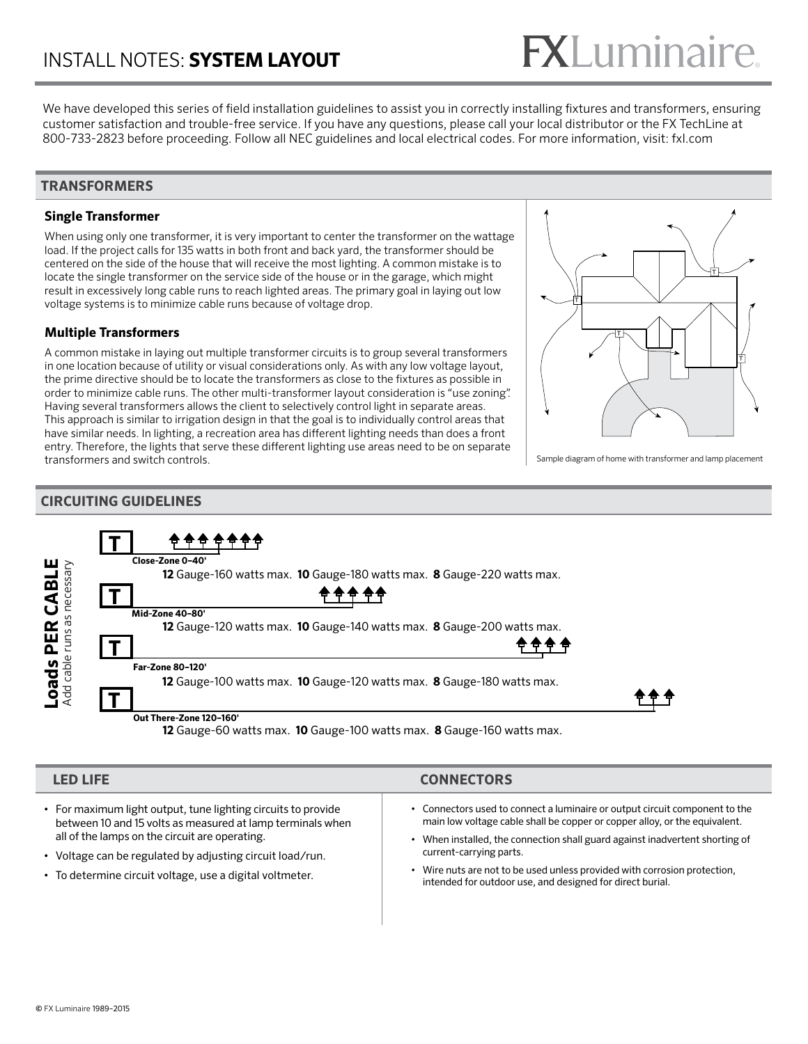# INSTALL NOTES: **SYSTEM LAYOUT**

FXLuminaire

We have developed this series of field installation guidelines to assist you in correctly installing fixtures and transformers, ensuring customer satisfaction and trouble-free service. If you have any questions, please call your local distributor or the FX TechLine at 800-733-2823 before proceeding. Follow all NEC guidelines and local electrical codes. For more information, visit: fxl.com

## TRANSFORMERS

### Single Transformer

When using only one transformer, it is very important to center the transformer on the wattage load. If the project calls for 135 watts in both front and back yard, the transformer should be centered on the side of the house that will receive the most lighting. A common mistake is to locate the single transformer on the service side of the house or in the garage, which might result in excessively long cable runs to reach lighted areas. The primary goal in laying out low voltage systems is to minimize cable runs because of voltage drop.

### Multiple Transformers

A common mistake in laying out multiple transformer circuits is to group several transformers in one location because of utility or visual considerations only. As with any low voltage layout, the prime directive should be to locate the transformers as close to the fixtures as possible in order to minimize cable runs. The other multi-transformer layout consideration is "use zoning". Having several transformers allows the client to selectively control light in separate areas. This approach is similar to irrigation design in that the goal is to individually control areas that have similar needs. In lighting, a recreation area has different lighting needs than does a front entry. Therefore, the lights that serve these different lighting use areas need to be on separate transformers and switch controls.

Sample diagram of home with transformer and lamp placement

## CIRCUITING GUIDELINES

**Loads PER CABLE**
Add cable runs as necessary

**Close-Zone 0–40'**
**12** Gauge-160 watts max. **10** Gauge-180 watts max. **8** Gauge-220 watts max.

**Mid-Zone 40–80'**
**12** Gauge-120 watts max. **10** Gauge-140 watts max. **8** Gauge-200 watts max.

**Far-Zone 80–120'**
**12** Gauge-100 watts max. **10** Gauge-120 watts max. **8** Gauge-180 watts max.

**Out There-Zone 120–160'**
**12** Gauge-60 watts max. **10** Gauge-100 watts max. **8** Gauge-160 watts max.

## LED LIFE

- For maximum light output, tune lighting circuits to provide between 10 and 15 volts as measured at lamp terminals when all of the lamps on the circuit are operating.
- Voltage can be regulated by adjusting circuit load/run.
- To determine circuit voltage, use a digital voltmeter.

## CONNECTORS

- Connectors used to connect a luminaire or output circuit component to the main low voltage cable shall be copper or copper alloy, or the equivalent.
- When installed, the connection shall guard against inadvertent shorting of current-carrying parts.
- Wire nuts are not to be used unless provided with corrosion protection, intended for outdoor use, and designed for direct burial.

© FX Luminaire 1989–2015